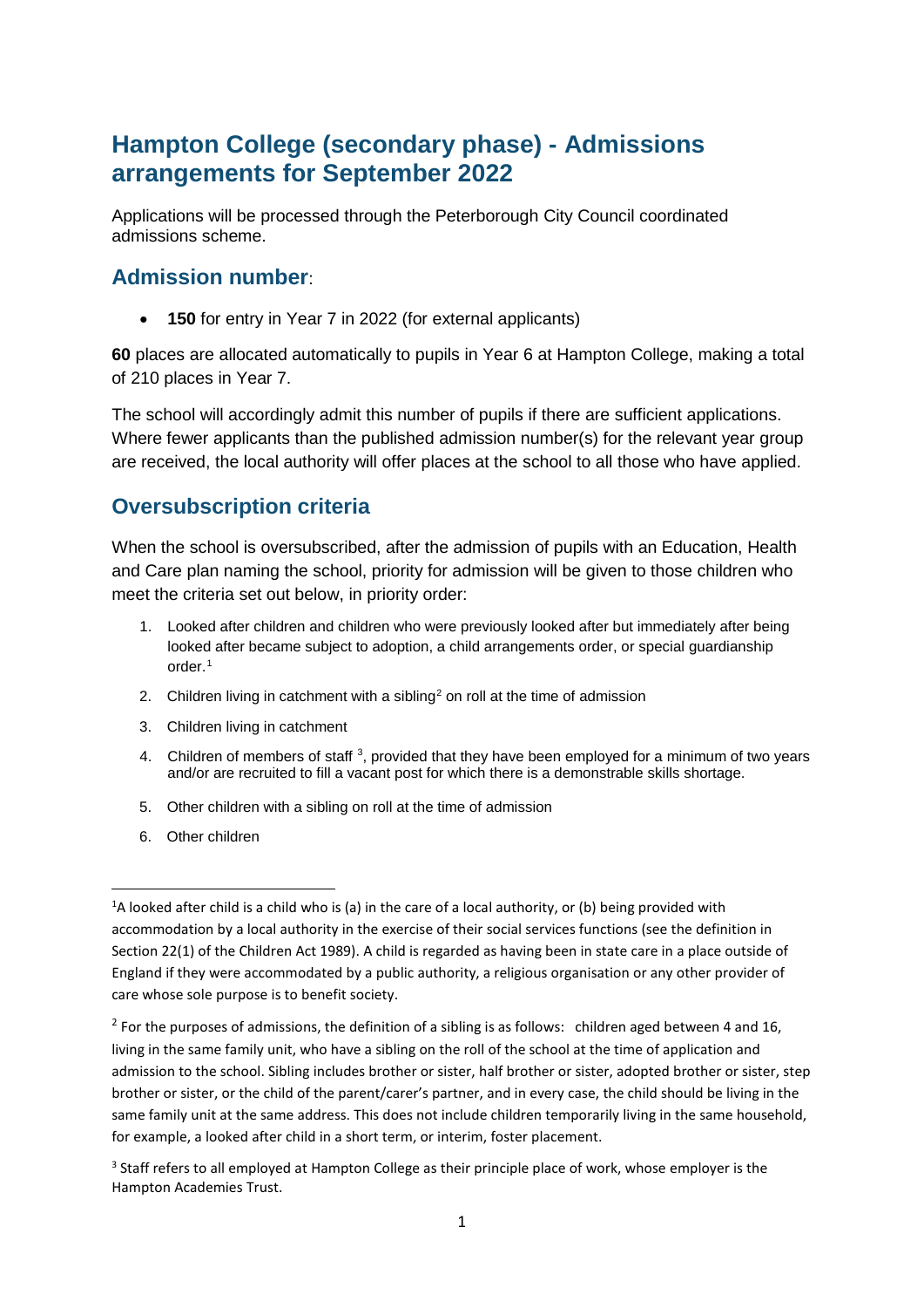# Hampton College (secondary phase) - Admissions arrangements for September 2022

Applications will be processed through the Peterborough City Council coordinated admissions scheme.

## Admission number:

- **150** for entry in Year 7 in 2022 (for external applicants)

**60** places are allocated automatically to pupils in Year 6 at Hampton College, making a total of 210 places in Year 7.

The school will accordingly admit this number of pupils if there are sufficient applications. Where fewer applicants than the published admission number(s) for the relevant year group are received, the local authority will offer places at the school to all those who have applied.

## Oversubscription criteria

When the school is oversubscribed, after the admission of pupils with an Education, Health and Care plan naming the school, priority for admission will be given to those children who meet the criteria set out below, in priority order:

1. Looked after children and children who were previously looked after but immediately after being looked after became subject to adoption, a child arrangements order, or special guardianship order.[1]
2. Children living in catchment with a sibling[2] on roll at the time of admission
3. Children living in catchment
4. Children of members of staff [3], provided that they have been employed for a minimum of two years and/or are recruited to fill a vacant post for which there is a demonstrable skills shortage.
5. Other children with a sibling on roll at the time of admission
6. Other children

---

[1]A looked after child is a child who is (a) in the care of a local authority, or (b) being provided with accommodation by a local authority in the exercise of their social services functions (see the definition in Section 22(1) of the Children Act 1989). A child is regarded as having been in state care in a place outside of England if they were accommodated by a public authority, a religious organisation or any other provider of care whose sole purpose is to benefit society.

[2] For the purposes of admissions, the definition of a sibling is as follows: children aged between 4 and 16, living in the same family unit, who have a sibling on the roll of the school at the time of application and admission to the school. Sibling includes brother or sister, half brother or sister, adopted brother or sister, step brother or sister, or the child of the parent/carer's partner, and in every case, the child should be living in the same family unit at the same address. This does not include children temporarily living in the same household, for example, a looked after child in a short term, or interim, foster placement.

[3] Staff refers to all employed at Hampton College as their principle place of work, whose employer is the Hampton Academies Trust.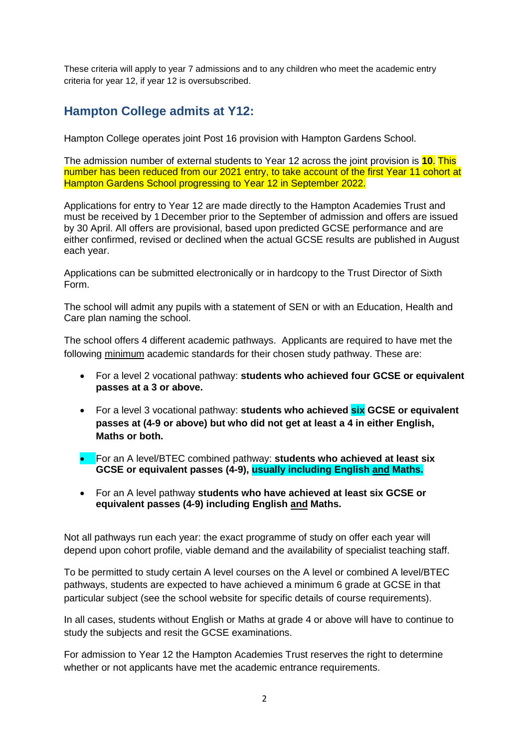These criteria will apply to year 7 admissions and to any children who meet the academic entry criteria for year 12, if year 12 is oversubscribed.

## Hampton College admits at Y12:

Hampton College operates joint Post 16 provision with Hampton Gardens School.

The admission number of external students to Year 12 across the joint provision is **10**. This number has been reduced from our 2021 entry, to take account of the first Year 11 cohort at Hampton Gardens School progressing to Year 12 in September 2022.

Applications for entry to Year 12 are made directly to the Hampton Academies Trust and must be received by 1 December prior to the September of admission and offers are issued by 30 April. All offers are provisional, based upon predicted GCSE performance and are either confirmed, revised or declined when the actual GCSE results are published in August each year.

Applications can be submitted electronically or in hardcopy to the Trust Director of Sixth Form.

The school will admit any pupils with a statement of SEN or with an Education, Health and Care plan naming the school.

The school offers 4 different academic pathways. Applicants are required to have met the following minimum academic standards for their chosen study pathway. These are:

- For a level 2 vocational pathway: **students who achieved four GCSE or equivalent passes at a 3 or above.**
- For a level 3 vocational pathway: **students who achieved six GCSE or equivalent passes at (4-9 or above) but who did not get at least a 4 in either English, Maths or both.**
- For an A level/BTEC combined pathway: **students who achieved at least six GCSE or equivalent passes (4-9), usually including English and Maths.**
- For an A level pathway **students who have achieved at least six GCSE or equivalent passes (4-9) including English and Maths.**

Not all pathways run each year: the exact programme of study on offer each year will depend upon cohort profile, viable demand and the availability of specialist teaching staff.

To be permitted to study certain A level courses on the A level or combined A level/BTEC pathways, students are expected to have achieved a minimum 6 grade at GCSE in that particular subject (see the school website for specific details of course requirements).

In all cases, students without English or Maths at grade 4 or above will have to continue to study the subjects and resit the GCSE examinations.

For admission to Year 12 the Hampton Academies Trust reserves the right to determine whether or not applicants have met the academic entrance requirements.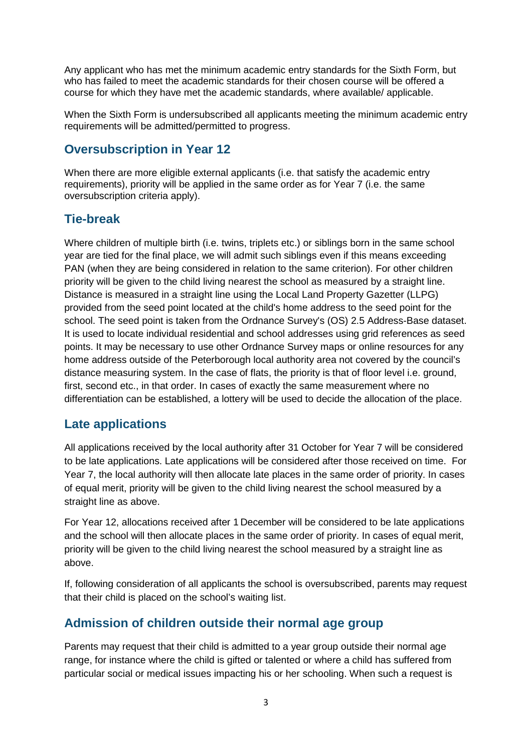Any applicant who has met the minimum academic entry standards for the Sixth Form, but who has failed to meet the academic standards for their chosen course will be offered a course for which they have met the academic standards, where available/ applicable.

When the Sixth Form is undersubscribed all applicants meeting the minimum academic entry requirements will be admitted/permitted to progress.

## Oversubscription in Year 12

When there are more eligible external applicants (i.e. that satisfy the academic entry requirements), priority will be applied in the same order as for Year 7 (i.e. the same oversubscription criteria apply).

## Tie-break

Where children of multiple birth (i.e. twins, triplets etc.) or siblings born in the same school year are tied for the final place, we will admit such siblings even if this means exceeding PAN (when they are being considered in relation to the same criterion). For other children priority will be given to the child living nearest the school as measured by a straight line. Distance is measured in a straight line using the Local Land Property Gazetter (LLPG) provided from the seed point located at the child's home address to the seed point for the school. The seed point is taken from the Ordnance Survey's (OS) 2.5 Address-Base dataset. It is used to locate individual residential and school addresses using grid references as seed points. It may be necessary to use other Ordnance Survey maps or online resources for any home address outside of the Peterborough local authority area not covered by the council's distance measuring system. In the case of flats, the priority is that of floor level i.e. ground, first, second etc., in that order. In cases of exactly the same measurement where no differentiation can be established, a lottery will be used to decide the allocation of the place.

## Late applications

All applications received by the local authority after 31 October for Year 7 will be considered to be late applications. Late applications will be considered after those received on time. For Year 7, the local authority will then allocate late places in the same order of priority. In cases of equal merit, priority will be given to the child living nearest the school measured by a straight line as above.

For Year 12, allocations received after 1 December will be considered to be late applications and the school will then allocate places in the same order of priority. In cases of equal merit, priority will be given to the child living nearest the school measured by a straight line as above.

If, following consideration of all applicants the school is oversubscribed, parents may request that their child is placed on the school's waiting list.

## Admission of children outside their normal age group

Parents may request that their child is admitted to a year group outside their normal age range, for instance where the child is gifted or talented or where a child has suffered from particular social or medical issues impacting his or her schooling. When such a request is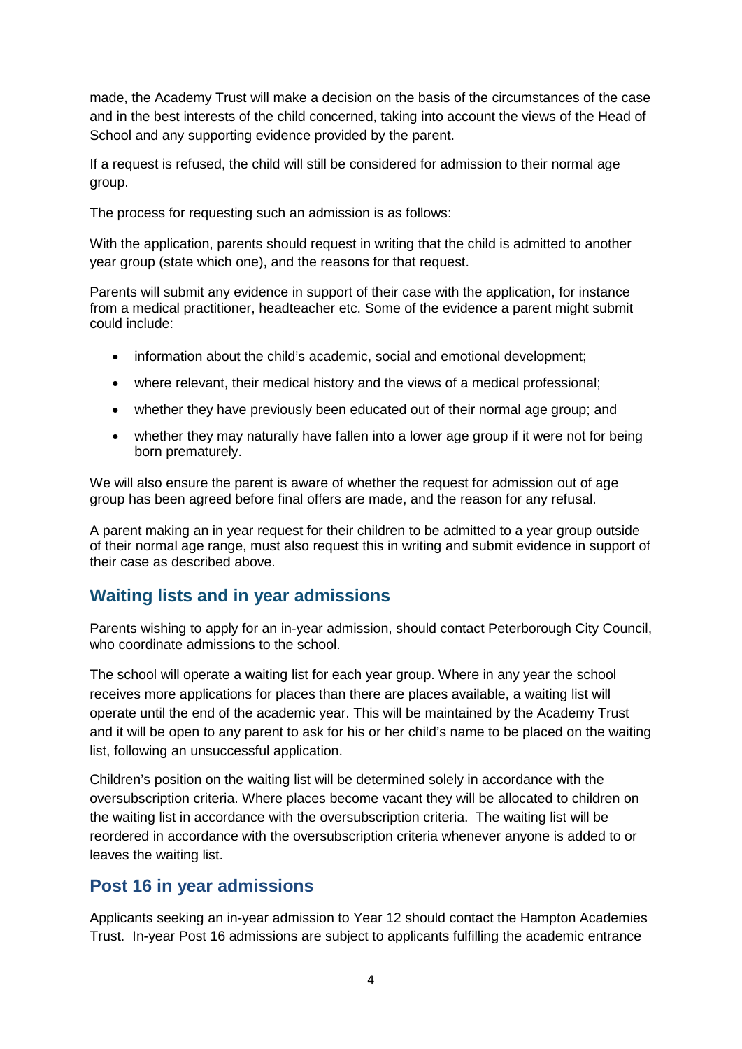made, the Academy Trust will make a decision on the basis of the circumstances of the case and in the best interests of the child concerned, taking into account the views of the Head of School and any supporting evidence provided by the parent.

If a request is refused, the child will still be considered for admission to their normal age group.

The process for requesting such an admission is as follows:

With the application, parents should request in writing that the child is admitted to another year group (state which one), and the reasons for that request.

Parents will submit any evidence in support of their case with the application, for instance from a medical practitioner, headteacher etc. Some of the evidence a parent might submit could include:

- information about the child's academic, social and emotional development;
- where relevant, their medical history and the views of a medical professional;
- whether they have previously been educated out of their normal age group; and
- whether they may naturally have fallen into a lower age group if it were not for being born prematurely.

We will also ensure the parent is aware of whether the request for admission out of age group has been agreed before final offers are made, and the reason for any refusal.

A parent making an in year request for their children to be admitted to a year group outside of their normal age range, must also request this in writing and submit evidence in support of their case as described above.

## Waiting lists and in year admissions

Parents wishing to apply for an in-year admission, should contact Peterborough City Council, who coordinate admissions to the school.

The school will operate a waiting list for each year group. Where in any year the school receives more applications for places than there are places available, a waiting list will operate until the end of the academic year. This will be maintained by the Academy Trust and it will be open to any parent to ask for his or her child's name to be placed on the waiting list, following an unsuccessful application.

Children's position on the waiting list will be determined solely in accordance with the oversubscription criteria. Where places become vacant they will be allocated to children on the waiting list in accordance with the oversubscription criteria. The waiting list will be reordered in accordance with the oversubscription criteria whenever anyone is added to or leaves the waiting list.

## Post 16 in year admissions

Applicants seeking an in-year admission to Year 12 should contact the Hampton Academies Trust. In-year Post 16 admissions are subject to applicants fulfilling the academic entrance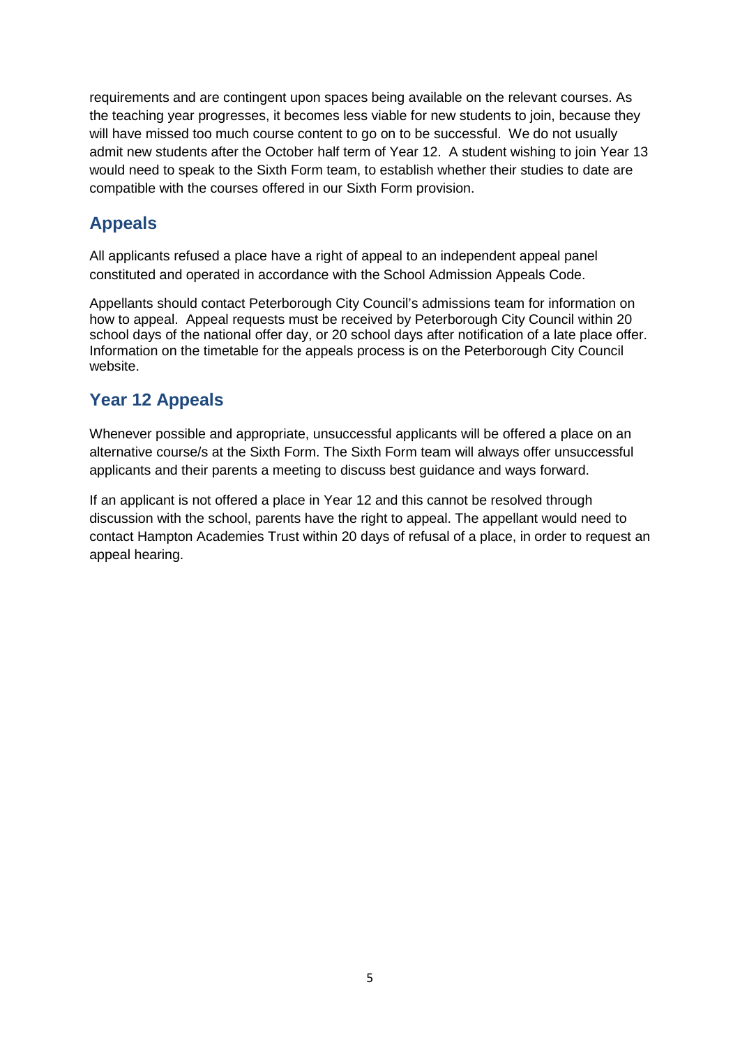requirements and are contingent upon spaces being available on the relevant courses. As the teaching year progresses, it becomes less viable for new students to join, because they will have missed too much course content to go on to be successful. We do not usually admit new students after the October half term of Year 12. A student wishing to join Year 13 would need to speak to the Sixth Form team, to establish whether their studies to date are compatible with the courses offered in our Sixth Form provision.

## Appeals

All applicants refused a place have a right of appeal to an independent appeal panel constituted and operated in accordance with the School Admission Appeals Code.

Appellants should contact Peterborough City Council's admissions team for information on how to appeal. Appeal requests must be received by Peterborough City Council within 20 school days of the national offer day, or 20 school days after notification of a late place offer. Information on the timetable for the appeals process is on the Peterborough City Council website.

## Year 12 Appeals

Whenever possible and appropriate, unsuccessful applicants will be offered a place on an alternative course/s at the Sixth Form. The Sixth Form team will always offer unsuccessful applicants and their parents a meeting to discuss best guidance and ways forward.

If an applicant is not offered a place in Year 12 and this cannot be resolved through discussion with the school, parents have the right to appeal. The appellant would need to contact Hampton Academies Trust within 20 days of refusal of a place, in order to request an appeal hearing.